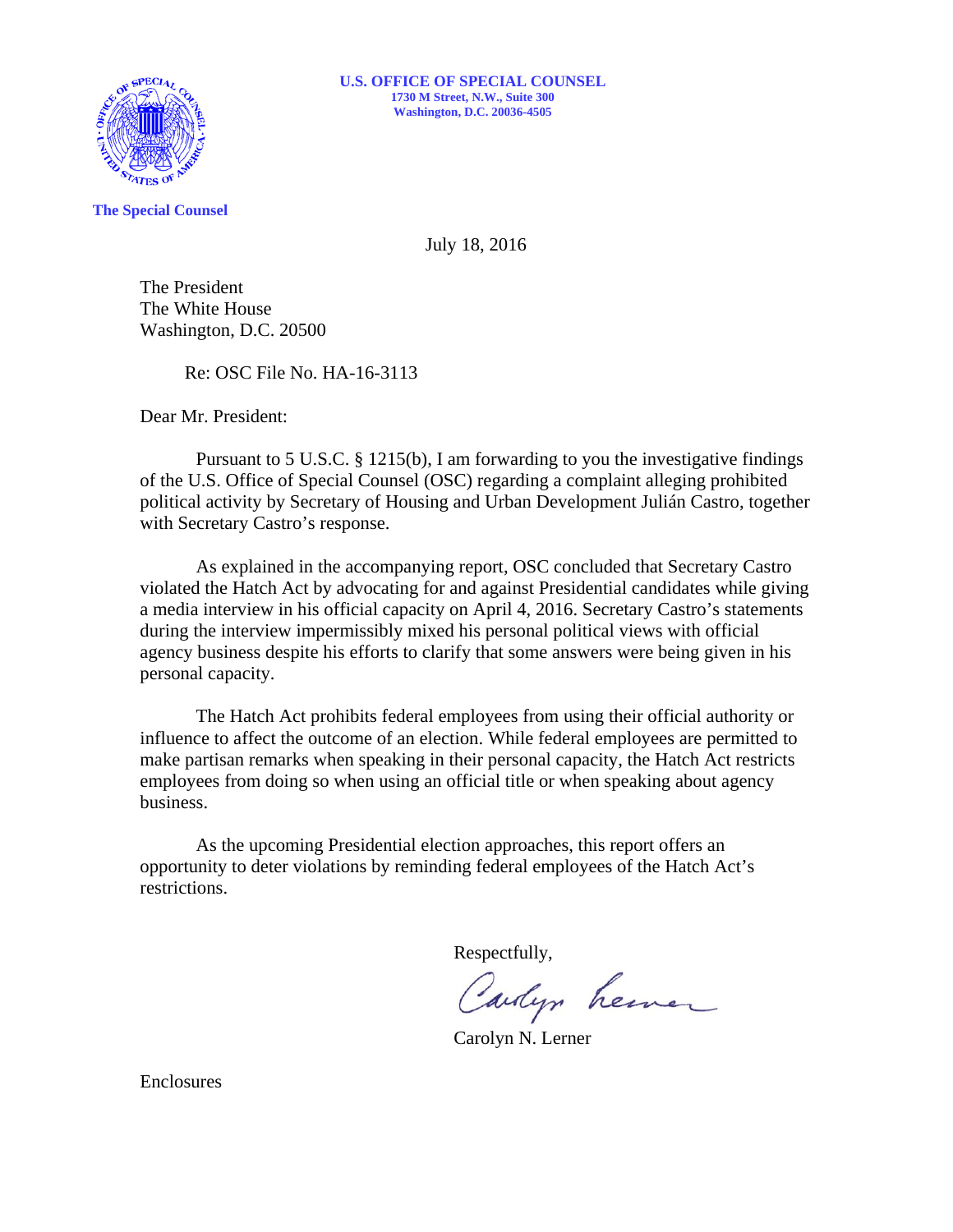**U.S. OFFICE OF SPECIAL COUNSEL**
1730 M Street, N.W., Suite 300
Washington, D.C. 20036-4505

**The Special Counsel**

July 18, 2016

The President
The White House
Washington, D.C. 20500

Re: OSC File No. HA-16-3113

Dear Mr. President:

Pursuant to 5 U.S.C. § 1215(b), I am forwarding to you the investigative findings of the U.S. Office of Special Counsel (OSC) regarding a complaint alleging prohibited political activity by Secretary of Housing and Urban Development Julián Castro, together with Secretary Castro's response.

As explained in the accompanying report, OSC concluded that Secretary Castro violated the Hatch Act by advocating for and against Presidential candidates while giving a media interview in his official capacity on April 4, 2016. Secretary Castro's statements during the interview impermissibly mixed his personal political views with official agency business despite his efforts to clarify that some answers were being given in his personal capacity.

The Hatch Act prohibits federal employees from using their official authority or influence to affect the outcome of an election. While federal employees are permitted to make partisan remarks when speaking in their personal capacity, the Hatch Act restricts employees from doing so when using an official title or when speaking about agency business.

As the upcoming Presidential election approaches, this report offers an opportunity to deter violations by reminding federal employees of the Hatch Act's restrictions.

Respectfully,

Carolyn N. Lerner

Enclosures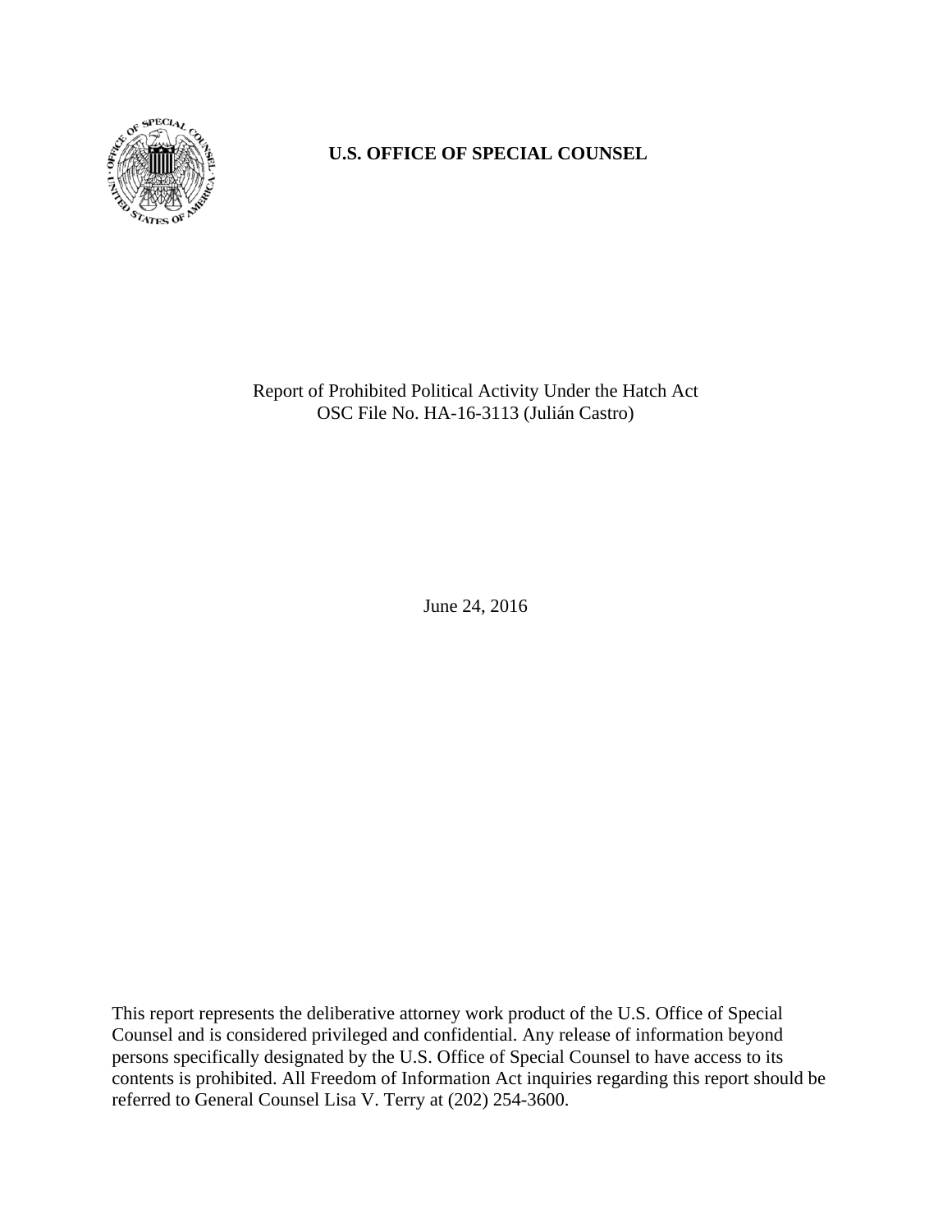**U.S. OFFICE OF SPECIAL COUNSEL**

Report of Prohibited Political Activity Under the Hatch Act
OSC File No. HA-16-3113 (Julián Castro)

June 24, 2016

This report represents the deliberative attorney work product of the U.S. Office of Special Counsel and is considered privileged and confidential. Any release of information beyond persons specifically designated by the U.S. Office of Special Counsel to have access to its contents is prohibited. All Freedom of Information Act inquiries regarding this report should be referred to General Counsel Lisa V. Terry at (202) 254-3600.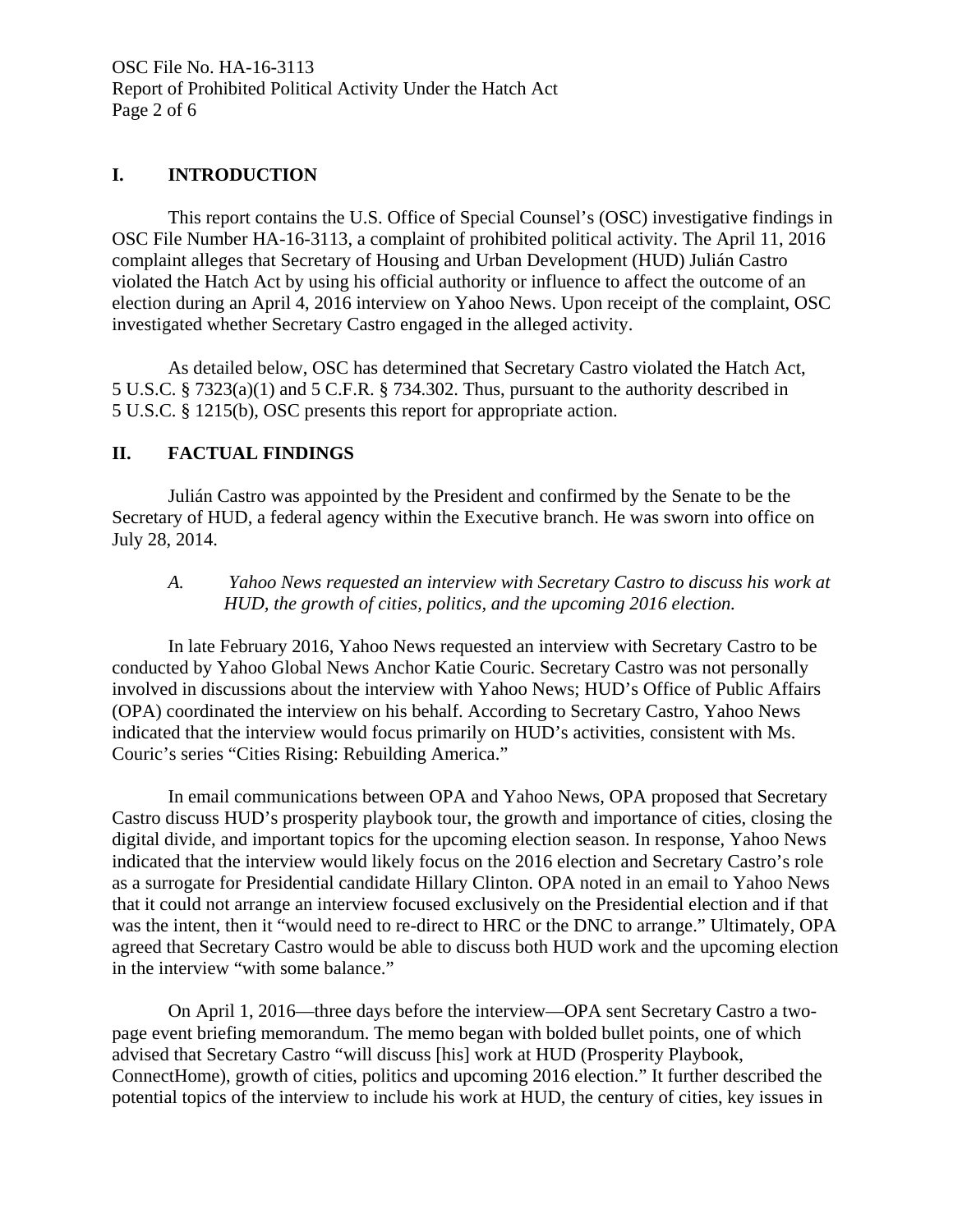## I. INTRODUCTION

This report contains the U.S. Office of Special Counsel's (OSC) investigative findings in OSC File Number HA-16-3113, a complaint of prohibited political activity. The April 11, 2016 complaint alleges that Secretary of Housing and Urban Development (HUD) Julián Castro violated the Hatch Act by using his official authority or influence to affect the outcome of an election during an April 4, 2016 interview on Yahoo News. Upon receipt of the complaint, OSC investigated whether Secretary Castro engaged in the alleged activity.

As detailed below, OSC has determined that Secretary Castro violated the Hatch Act, 5 U.S.C. § 7323(a)(1) and 5 C.F.R. § 734.302. Thus, pursuant to the authority described in 5 U.S.C. § 1215(b), OSC presents this report for appropriate action.

## II. FACTUAL FINDINGS

Julián Castro was appointed by the President and confirmed by the Senate to be the Secretary of HUD, a federal agency within the Executive branch. He was sworn into office on July 28, 2014.

### *A. Yahoo News requested an interview with Secretary Castro to discuss his work at HUD, the growth of cities, politics, and the upcoming 2016 election.*

In late February 2016, Yahoo News requested an interview with Secretary Castro to be conducted by Yahoo Global News Anchor Katie Couric. Secretary Castro was not personally involved in discussions about the interview with Yahoo News; HUD's Office of Public Affairs (OPA) coordinated the interview on his behalf. According to Secretary Castro, Yahoo News indicated that the interview would focus primarily on HUD's activities, consistent with Ms. Couric's series "Cities Rising: Rebuilding America."

In email communications between OPA and Yahoo News, OPA proposed that Secretary Castro discuss HUD's prosperity playbook tour, the growth and importance of cities, closing the digital divide, and important topics for the upcoming election season. In response, Yahoo News indicated that the interview would likely focus on the 2016 election and Secretary Castro's role as a surrogate for Presidential candidate Hillary Clinton. OPA noted in an email to Yahoo News that it could not arrange an interview focused exclusively on the Presidential election and if that was the intent, then it "would need to re-direct to HRC or the DNC to arrange." Ultimately, OPA agreed that Secretary Castro would be able to discuss both HUD work and the upcoming election in the interview "with some balance."

On April 1, 2016—three days before the interview—OPA sent Secretary Castro a two-page event briefing memorandum. The memo began with bolded bullet points, one of which advised that Secretary Castro "will discuss [his] work at HUD (Prosperity Playbook, ConnectHome), growth of cities, politics and upcoming 2016 election." It further described the potential topics of the interview to include his work at HUD, the century of cities, key issues in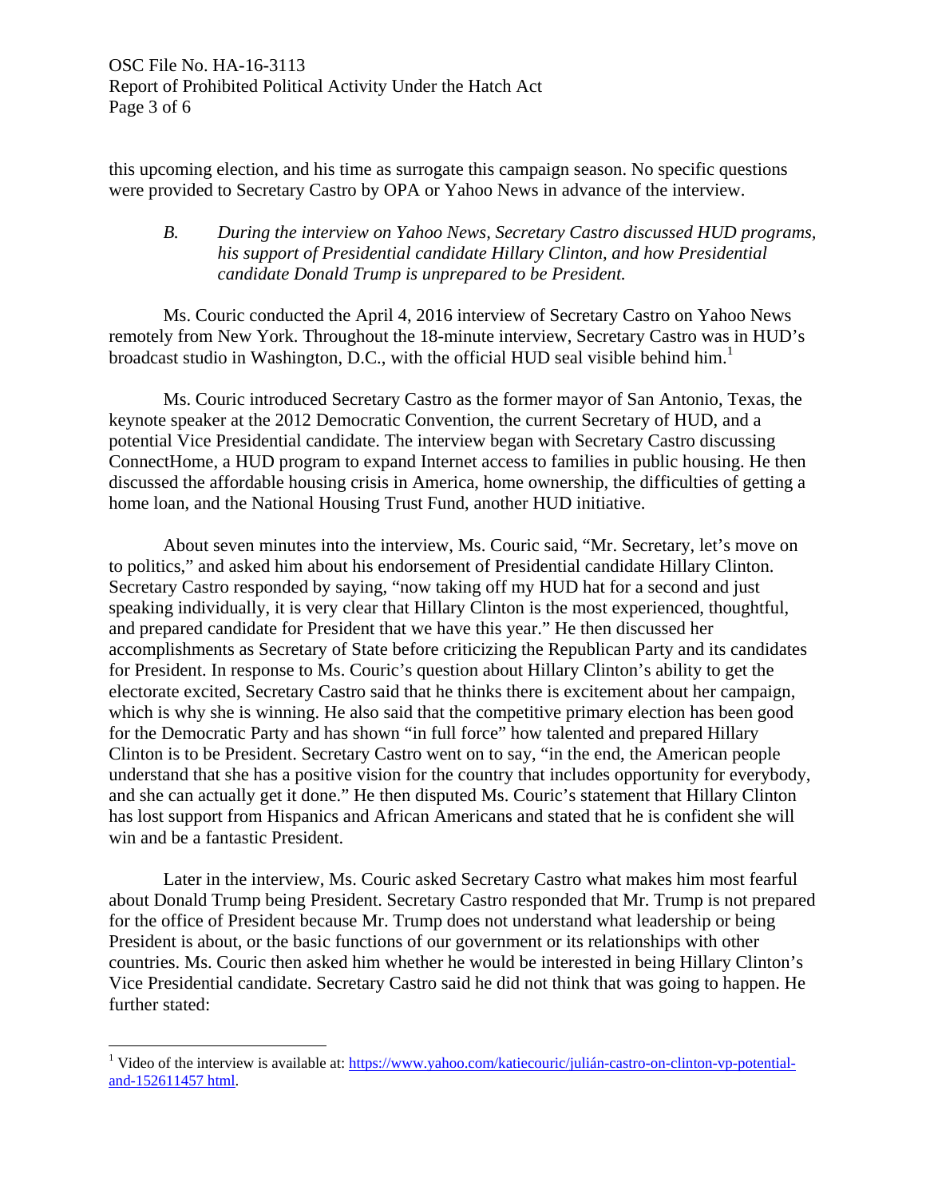this upcoming election, and his time as surrogate this campaign season. No specific questions were provided to Secretary Castro by OPA or Yahoo News in advance of the interview.

*B. During the interview on Yahoo News, Secretary Castro discussed HUD programs, his support of Presidential candidate Hillary Clinton, and how Presidential candidate Donald Trump is unprepared to be President.*

Ms. Couric conducted the April 4, 2016 interview of Secretary Castro on Yahoo News remotely from New York. Throughout the 18-minute interview, Secretary Castro was in HUD's broadcast studio in Washington, D.C., with the official HUD seal visible behind him.[1]

Ms. Couric introduced Secretary Castro as the former mayor of San Antonio, Texas, the keynote speaker at the 2012 Democratic Convention, the current Secretary of HUD, and a potential Vice Presidential candidate. The interview began with Secretary Castro discussing ConnectHome, a HUD program to expand Internet access to families in public housing. He then discussed the affordable housing crisis in America, home ownership, the difficulties of getting a home loan, and the National Housing Trust Fund, another HUD initiative.

About seven minutes into the interview, Ms. Couric said, "Mr. Secretary, let's move on to politics," and asked him about his endorsement of Presidential candidate Hillary Clinton. Secretary Castro responded by saying, "now taking off my HUD hat for a second and just speaking individually, it is very clear that Hillary Clinton is the most experienced, thoughtful, and prepared candidate for President that we have this year." He then discussed her accomplishments as Secretary of State before criticizing the Republican Party and its candidates for President. In response to Ms. Couric's question about Hillary Clinton's ability to get the electorate excited, Secretary Castro said that he thinks there is excitement about her campaign, which is why she is winning. He also said that the competitive primary election has been good for the Democratic Party and has shown "in full force" how talented and prepared Hillary Clinton is to be President. Secretary Castro went on to say, "in the end, the American people understand that she has a positive vision for the country that includes opportunity for everybody, and she can actually get it done." He then disputed Ms. Couric's statement that Hillary Clinton has lost support from Hispanics and African Americans and stated that he is confident she will win and be a fantastic President.

Later in the interview, Ms. Couric asked Secretary Castro what makes him most fearful about Donald Trump being President. Secretary Castro responded that Mr. Trump is not prepared for the office of President because Mr. Trump does not understand what leadership or being President is about, or the basic functions of our government or its relationships with other countries. Ms. Couric then asked him whether he would be interested in being Hillary Clinton's Vice Presidential candidate. Secretary Castro said he did not think that was going to happen. He further stated:

---

[1] Video of the interview is available at: https://www.yahoo.com/katiecouric/julián-castro-on-clinton-vp-potential-and-152611457 html.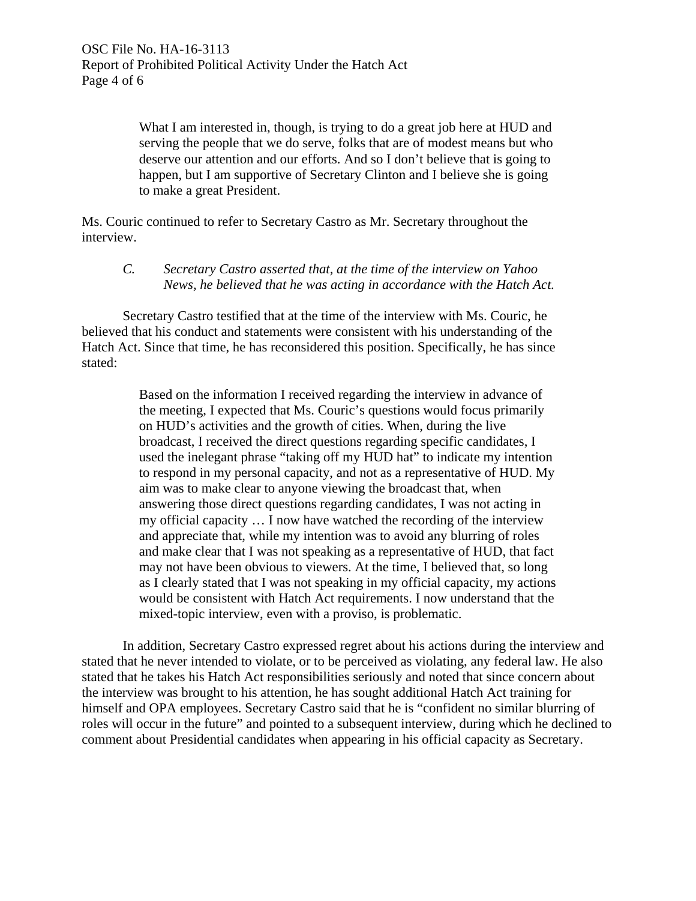> What I am interested in, though, is trying to do a great job here at HUD and serving the people that we do serve, folks that are of modest means but who deserve our attention and our efforts. And so I don't believe that is going to happen, but I am supportive of Secretary Clinton and I believe she is going to make a great President.

Ms. Couric continued to refer to Secretary Castro as Mr. Secretary throughout the interview.

*C. Secretary Castro asserted that, at the time of the interview on Yahoo News, he believed that he was acting in accordance with the Hatch Act.*

Secretary Castro testified that at the time of the interview with Ms. Couric, he believed that his conduct and statements were consistent with his understanding of the Hatch Act. Since that time, he has reconsidered this position. Specifically, he has since stated:

> Based on the information I received regarding the interview in advance of the meeting, I expected that Ms. Couric's questions would focus primarily on HUD's activities and the growth of cities. When, during the live broadcast, I received the direct questions regarding specific candidates, I used the inelegant phrase "taking off my HUD hat" to indicate my intention to respond in my personal capacity, and not as a representative of HUD. My aim was to make clear to anyone viewing the broadcast that, when answering those direct questions regarding candidates, I was not acting in my official capacity … I now have watched the recording of the interview and appreciate that, while my intention was to avoid any blurring of roles and make clear that I was not speaking as a representative of HUD, that fact may not have been obvious to viewers. At the time, I believed that, so long as I clearly stated that I was not speaking in my official capacity, my actions would be consistent with Hatch Act requirements. I now understand that the mixed-topic interview, even with a proviso, is problematic.

In addition, Secretary Castro expressed regret about his actions during the interview and stated that he never intended to violate, or to be perceived as violating, any federal law. He also stated that he takes his Hatch Act responsibilities seriously and noted that since concern about the interview was brought to his attention, he has sought additional Hatch Act training for himself and OPA employees. Secretary Castro said that he is "confident no similar blurring of roles will occur in the future" and pointed to a subsequent interview, during which he declined to comment about Presidential candidates when appearing in his official capacity as Secretary.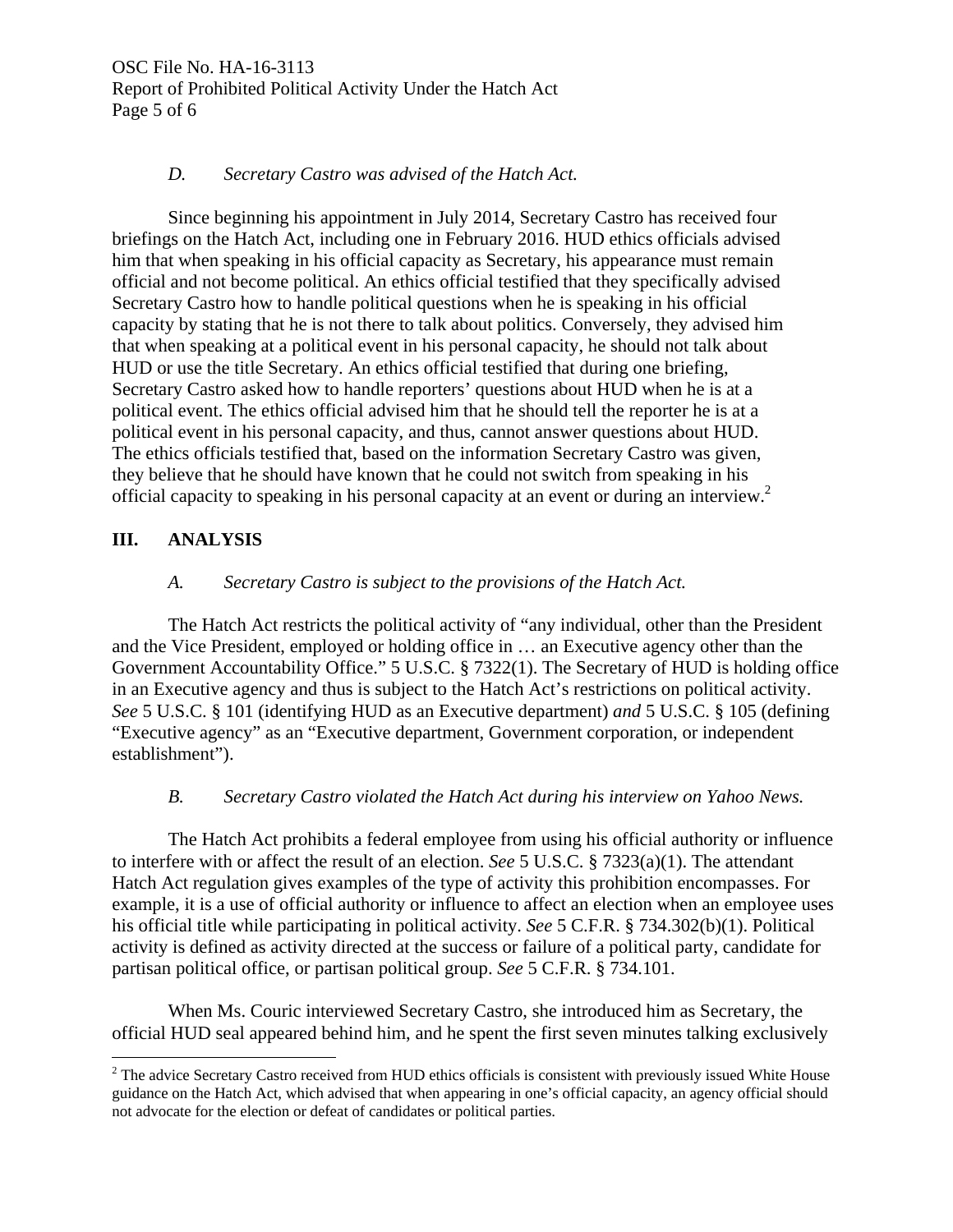### *D. Secretary Castro was advised of the Hatch Act.*

Since beginning his appointment in July 2014, Secretary Castro has received four briefings on the Hatch Act, including one in February 2016. HUD ethics officials advised him that when speaking in his official capacity as Secretary, his appearance must remain official and not become political. An ethics official testified that they specifically advised Secretary Castro how to handle political questions when he is speaking in his official capacity by stating that he is not there to talk about politics. Conversely, they advised him that when speaking at a political event in his personal capacity, he should not talk about HUD or use the title Secretary. An ethics official testified that during one briefing, Secretary Castro asked how to handle reporters' questions about HUD when he is at a political event. The ethics official advised him that he should tell the reporter he is at a political event in his personal capacity, and thus, cannot answer questions about HUD. The ethics officials testified that, based on the information Secretary Castro was given, they believe that he should have known that he could not switch from speaking in his official capacity to speaking in his personal capacity at an event or during an interview.[2]

## III. ANALYSIS

### *A. Secretary Castro is subject to the provisions of the Hatch Act.*

The Hatch Act restricts the political activity of "any individual, other than the President and the Vice President, employed or holding office in … an Executive agency other than the Government Accountability Office." 5 U.S.C. § 7322(1). The Secretary of HUD is holding office in an Executive agency and thus is subject to the Hatch Act's restrictions on political activity. *See* 5 U.S.C. § 101 (identifying HUD as an Executive department) *and* 5 U.S.C. § 105 (defining "Executive agency" as an "Executive department, Government corporation, or independent establishment").

### *B. Secretary Castro violated the Hatch Act during his interview on Yahoo News.*

The Hatch Act prohibits a federal employee from using his official authority or influence to interfere with or affect the result of an election. *See* 5 U.S.C. § 7323(a)(1). The attendant Hatch Act regulation gives examples of the type of activity this prohibition encompasses. For example, it is a use of official authority or influence to affect an election when an employee uses his official title while participating in political activity. *See* 5 C.F.R. § 734.302(b)(1). Political activity is defined as activity directed at the success or failure of a political party, candidate for partisan political office, or partisan political group. *See* 5 C.F.R. § 734.101.

When Ms. Couric interviewed Secretary Castro, she introduced him as Secretary, the official HUD seal appeared behind him, and he spent the first seven minutes talking exclusively

---

[2] The advice Secretary Castro received from HUD ethics officials is consistent with previously issued White House guidance on the Hatch Act, which advised that when appearing in one's official capacity, an agency official should not advocate for the election or defeat of candidates or political parties.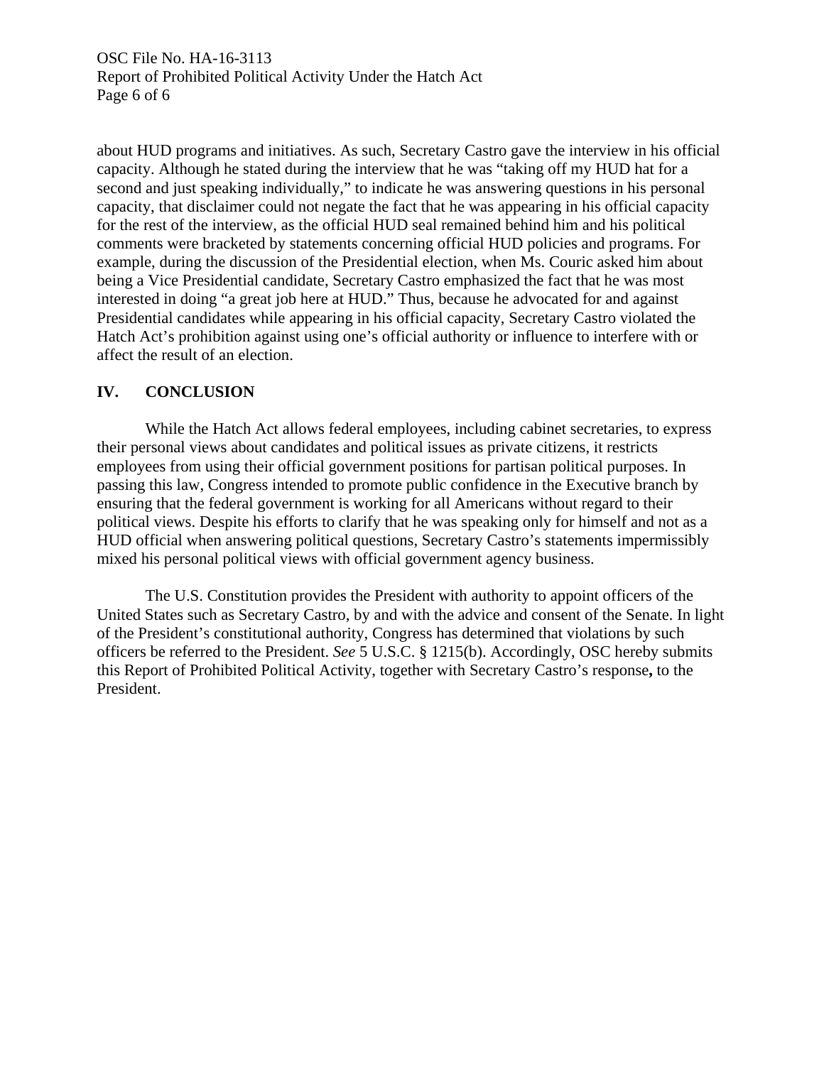about HUD programs and initiatives. As such, Secretary Castro gave the interview in his official capacity. Although he stated during the interview that he was "taking off my HUD hat for a second and just speaking individually," to indicate he was answering questions in his personal capacity, that disclaimer could not negate the fact that he was appearing in his official capacity for the rest of the interview, as the official HUD seal remained behind him and his political comments were bracketed by statements concerning official HUD policies and programs. For example, during the discussion of the Presidential election, when Ms. Couric asked him about being a Vice Presidential candidate, Secretary Castro emphasized the fact that he was most interested in doing "a great job here at HUD." Thus, because he advocated for and against Presidential candidates while appearing in his official capacity, Secretary Castro violated the Hatch Act's prohibition against using one's official authority or influence to interfere with or affect the result of an election.

## IV. CONCLUSION

While the Hatch Act allows federal employees, including cabinet secretaries, to express their personal views about candidates and political issues as private citizens, it restricts employees from using their official government positions for partisan political purposes. In passing this law, Congress intended to promote public confidence in the Executive branch by ensuring that the federal government is working for all Americans without regard to their political views. Despite his efforts to clarify that he was speaking only for himself and not as a HUD official when answering political questions, Secretary Castro's statements impermissibly mixed his personal political views with official government agency business.

The U.S. Constitution provides the President with authority to appoint officers of the United States such as Secretary Castro, by and with the advice and consent of the Senate. In light of the President's constitutional authority, Congress has determined that violations by such officers be referred to the President. *See* 5 U.S.C. § 1215(b). Accordingly, OSC hereby submits this Report of Prohibited Political Activity, together with Secretary Castro's response**,** to the President.